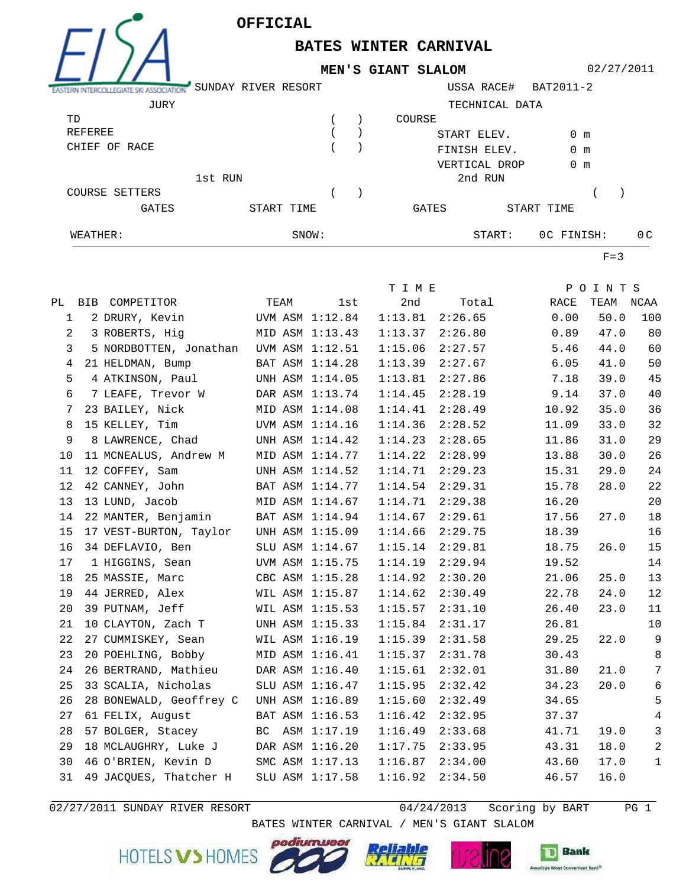EISA
EASTERN INTERCOLLEGIATE SKI ASSOCIATION

# OFFICIAL

## BATES WINTER CARNIVAL

### MEN'S GIANT SLALOM

02/27/2011

SUNDAY RIVER RESORT

USSA RACE# BAT2011-2

JURY

TD ( )
REFEREE ( )
CHIEF OF RACE ( )

TECHNICAL DATA

COURSE
START ELEV. 0 m
FINISH ELEV. 0 m
VERTICAL DROP 0 m

1st RUN
COURSE SETTERS ( )
GATES START TIME

2nd RUN
( )
GATES START TIME

WEATHER: SNOW: START: 0C FINISH: 0C

F=3

| PL | BIB | COMPETITOR | TEAM | | TIME 1st | 2nd | Total | POINTS RACE | TEAM | NCAA |
|---|---|---|---|---|---|---|---|---|---|---|
| 1 | 2 | DRURY, Kevin | UVM | ASM | 1:12.84 | 1:13.81 | 2:26.65 | 0.00 | 50.0 | 100 |
| 2 | 3 | ROBERTS, Hig | MID | ASM | 1:13.43 | 1:13.37 | 2:26.80 | 0.89 | 47.0 | 80 |
| 3 | 5 | NORDBOTTEN, Jonathan | UVM | ASM | 1:12.51 | 1:15.06 | 2:27.57 | 5.46 | 44.0 | 60 |
| 4 | 21 | HELDMAN, Bump | BAT | ASM | 1:14.28 | 1:13.39 | 2:27.67 | 6.05 | 41.0 | 50 |
| 5 | 4 | ATKINSON, Paul | UNH | ASM | 1:14.05 | 1:13.81 | 2:27.86 | 7.18 | 39.0 | 45 |
| 6 | 7 | LEAFE, Trevor W | DAR | ASM | 1:13.74 | 1:14.45 | 2:28.19 | 9.14 | 37.0 | 40 |
| 7 | 23 | BAILEY, Nick | MID | ASM | 1:14.08 | 1:14.41 | 2:28.49 | 10.92 | 35.0 | 36 |
| 8 | 15 | KELLEY, Tim | UVM | ASM | 1:14.16 | 1:14.36 | 2:28.52 | 11.09 | 33.0 | 32 |
| 9 | 8 | LAWRENCE, Chad | UNH | ASM | 1:14.42 | 1:14.23 | 2:28.65 | 11.86 | 31.0 | 29 |
| 10 | 11 | MCNEALUS, Andrew M | MID | ASM | 1:14.77 | 1:14.22 | 2:28.99 | 13.88 | 30.0 | 26 |
| 11 | 12 | COFFEY, Sam | UNH | ASM | 1:14.52 | 1:14.71 | 2:29.23 | 15.31 | 29.0 | 24 |
| 12 | 42 | CANNEY, John | BAT | ASM | 1:14.77 | 1:14.54 | 2:29.31 | 15.78 | 28.0 | 22 |
| 13 | 13 | LUND, Jacob | MID | ASM | 1:14.67 | 1:14.71 | 2:29.38 | 16.20 | | 20 |
| 14 | 22 | MANTER, Benjamin | BAT | ASM | 1:14.94 | 1:14.67 | 2:29.61 | 17.56 | 27.0 | 18 |
| 15 | 17 | VEST-BURTON, Taylor | UNH | ASM | 1:15.09 | 1:14.66 | 2:29.75 | 18.39 | | 16 |
| 16 | 34 | DEFLAVIO, Ben | SLU | ASM | 1:14.67 | 1:15.14 | 2:29.81 | 18.75 | 26.0 | 15 |
| 17 | 1 | HIGGINS, Sean | UVM | ASM | 1:15.75 | 1:14.19 | 2:29.94 | 19.52 | | 14 |
| 18 | 25 | MASSIE, Marc | CBC | ASM | 1:15.28 | 1:14.92 | 2:30.20 | 21.06 | 25.0 | 13 |
| 19 | 44 | JERRED, Alex | WIL | ASM | 1:15.87 | 1:14.62 | 2:30.49 | 22.78 | 24.0 | 12 |
| 20 | 39 | PUTNAM, Jeff | WIL | ASM | 1:15.53 | 1:15.57 | 2:31.10 | 26.40 | 23.0 | 11 |
| 21 | 10 | CLAYTON, Zach T | UNH | ASM | 1:15.33 | 1:15.84 | 2:31.17 | 26.81 | | 10 |
| 22 | 27 | CUMMISKEY, Sean | WIL | ASM | 1:16.19 | 1:15.39 | 2:31.58 | 29.25 | 22.0 | 9 |
| 23 | 20 | POEHLING, Bobby | MID | ASM | 1:16.41 | 1:15.37 | 2:31.78 | 30.43 | | 8 |
| 24 | 26 | BERTRAND, Mathieu | DAR | ASM | 1:16.40 | 1:15.61 | 2:32.01 | 31.80 | 21.0 | 7 |
| 25 | 33 | SCALIA, Nicholas | SLU | ASM | 1:16.47 | 1:15.95 | 2:32.42 | 34.23 | 20.0 | 6 |
| 26 | 28 | BONEWALD, Geoffrey C | UNH | ASM | 1:16.89 | 1:15.60 | 2:32.49 | 34.65 | | 5 |
| 27 | 61 | FELIX, August | BAT | ASM | 1:16.53 | 1:16.42 | 2:32.95 | 37.37 | | 4 |
| 28 | 57 | BOLGER, Stacey | BC | ASM | 1:17.19 | 1:16.49 | 2:33.68 | 41.71 | 19.0 | 3 |
| 29 | 18 | MCLAUGHRY, Luke J | DAR | ASM | 1:16.20 | 1:17.75 | 2:33.95 | 43.31 | 18.0 | 2 |
| 30 | 46 | O'BRIEN, Kevin D | SMC | ASM | 1:17.13 | 1:16.87 | 2:34.00 | 43.60 | 17.0 | 1 |
| 31 | 49 | JACQUES, Thatcher H | SLU | ASM | 1:17.58 | 1:16.92 | 2:34.50 | 46.57 | 16.0 | |

02/27/2011 SUNDAY RIVER RESORT 04/24/2013 Scoring by BART

BATES WINTER CARNIVAL / MEN'S GIANT SLALOM

HOTELS VS HOMES podiumwear Reliable RACING fireline TD Bank America's Most Convenient Bank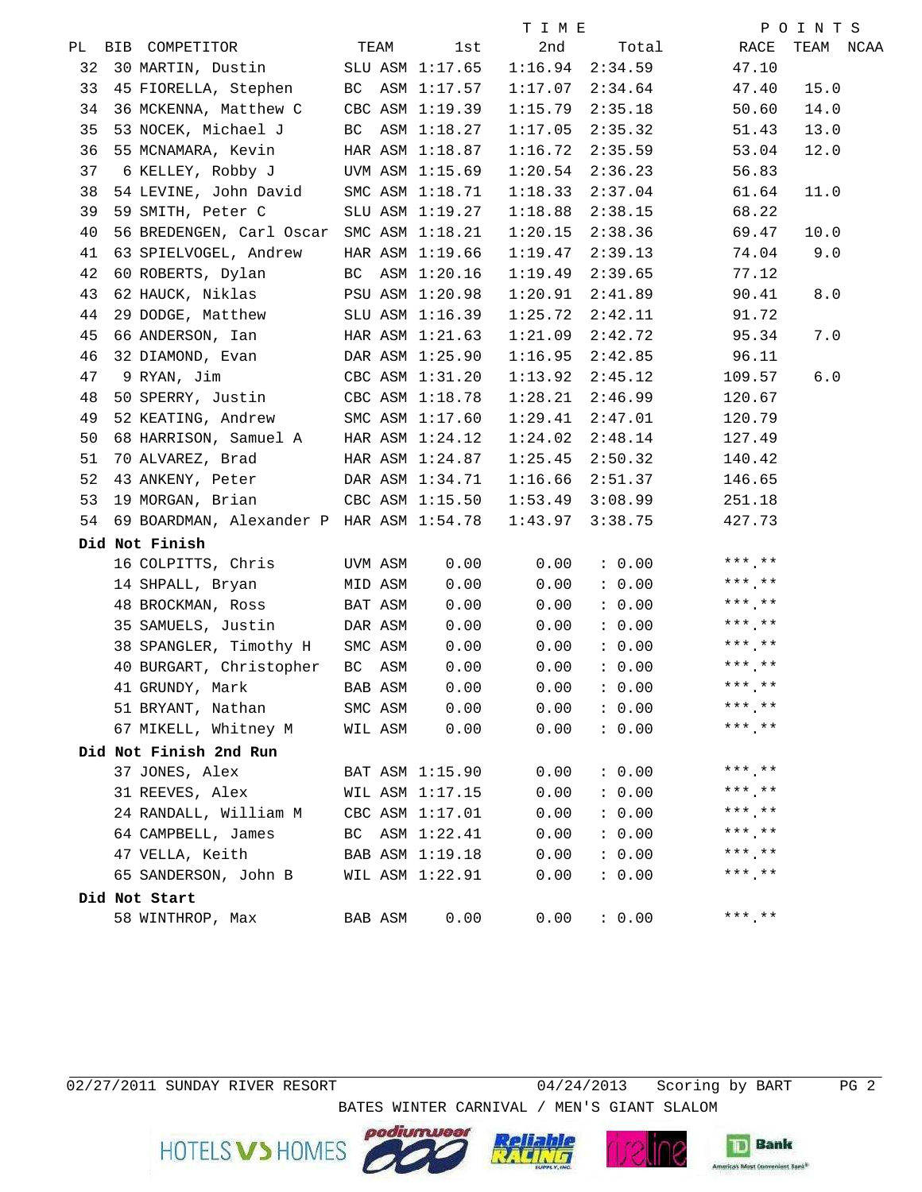| PL | BIB | COMPETITOR | TEAM | | TIME 1st | 2nd | Total | POINTS RACE | TEAM | NCAA |
|---|---|---|---|---|---|---|---|---|---|---|
| 32 | 30 | MARTIN, Dustin | SLU | ASM | 1:17.65 | 1:16.94 | 2:34.59 | 47.10 | | |
| 33 | 45 | FIORELLA, Stephen | BC | ASM | 1:17.57 | 1:17.07 | 2:34.64 | 47.40 | 15.0 | |
| 34 | 36 | MCKENNA, Matthew C | CBC | ASM | 1:19.39 | 1:15.79 | 2:35.18 | 50.60 | 14.0 | |
| 35 | 53 | NOCEK, Michael J | BC | ASM | 1:18.27 | 1:17.05 | 2:35.32 | 51.43 | 13.0 | |
| 36 | 55 | MCNAMARA, Kevin | HAR | ASM | 1:18.87 | 1:16.72 | 2:35.59 | 53.04 | 12.0 | |
| 37 | 6 | KELLEY, Robby J | UVM | ASM | 1:15.69 | 1:20.54 | 2:36.23 | 56.83 | | |
| 38 | 54 | LEVINE, John David | SMC | ASM | 1:18.71 | 1:18.33 | 2:37.04 | 61.64 | 11.0 | |
| 39 | 59 | SMITH, Peter C | SLU | ASM | 1:19.27 | 1:18.88 | 2:38.15 | 68.22 | | |
| 40 | 56 | BREDENGEN, Carl Oscar | SMC | ASM | 1:18.21 | 1:20.15 | 2:38.36 | 69.47 | 10.0 | |
| 41 | 63 | SPIELVOGEL, Andrew | HAR | ASM | 1:19.66 | 1:19.47 | 2:39.13 | 74.04 | 9.0 | |
| 42 | 60 | ROBERTS, Dylan | BC | ASM | 1:20.16 | 1:19.49 | 2:39.65 | 77.12 | | |
| 43 | 62 | HAUCK, Niklas | PSU | ASM | 1:20.98 | 1:20.91 | 2:41.89 | 90.41 | 8.0 | |
| 44 | 29 | DODGE, Matthew | SLU | ASM | 1:16.39 | 1:25.72 | 2:42.11 | 91.72 | | |
| 45 | 66 | ANDERSON, Ian | HAR | ASM | 1:21.63 | 1:21.09 | 2:42.72 | 95.34 | 7.0 | |
| 46 | 32 | DIAMOND, Evan | DAR | ASM | 1:25.90 | 1:16.95 | 2:42.85 | 96.11 | | |
| 47 | 9 | RYAN, Jim | CBC | ASM | 1:31.20 | 1:13.92 | 2:45.12 | 109.57 | 6.0 | |
| 48 | 50 | SPERRY, Justin | CBC | ASM | 1:18.78 | 1:28.21 | 2:46.99 | 120.67 | | |
| 49 | 52 | KEATING, Andrew | SMC | ASM | 1:17.60 | 1:29.41 | 2:47.01 | 120.79 | | |
| 50 | 68 | HARRISON, Samuel A | HAR | ASM | 1:24.12 | 1:24.02 | 2:48.14 | 127.49 | | |
| 51 | 70 | ALVAREZ, Brad | HAR | ASM | 1:24.87 | 1:25.45 | 2:50.32 | 140.42 | | |
| 52 | 43 | ANKENY, Peter | DAR | ASM | 1:34.71 | 1:16.66 | 2:51.37 | 146.65 | | |
| 53 | 19 | MORGAN, Brian | CBC | ASM | 1:15.50 | 1:53.49 | 3:08.99 | 251.18 | | |
| 54 | 69 | BOARDMAN, Alexander P | HAR | ASM | 1:54.78 | 1:43.97 | 3:38.75 | 427.73 | | |
| **Did Not Finish** | | | | | | | | | | |
| | 16 | COLPITTS, Chris | UVM | ASM | 0.00 | 0.00 | : 0.00 | ***.** | | |
| | 14 | SHPALL, Bryan | MID | ASM | 0.00 | 0.00 | : 0.00 | ***.** | | |
| | 48 | BROCKMAN, Ross | BAT | ASM | 0.00 | 0.00 | : 0.00 | ***.** | | |
| | 35 | SAMUELS, Justin | DAR | ASM | 0.00 | 0.00 | : 0.00 | ***.** | | |
| | 38 | SPANGLER, Timothy H | SMC | ASM | 0.00 | 0.00 | : 0.00 | ***.** | | |
| | 40 | BURGART, Christopher | BC | ASM | 0.00 | 0.00 | : 0.00 | ***.** | | |
| | 41 | GRUNDY, Mark | BAB | ASM | 0.00 | 0.00 | : 0.00 | ***.** | | |
| | 51 | BRYANT, Nathan | SMC | ASM | 0.00 | 0.00 | : 0.00 | ***.** | | |
| | 67 | MIKELL, Whitney M | WIL | ASM | 0.00 | 0.00 | : 0.00 | ***.** | | |
| **Did Not Finish 2nd Run** | | | | | | | | | | |
| | 37 | JONES, Alex | BAT | ASM | 1:15.90 | 0.00 | : 0.00 | ***.** | | |
| | 31 | REEVES, Alex | WIL | ASM | 1:17.15 | 0.00 | : 0.00 | ***.** | | |
| | 24 | RANDALL, William M | CBC | ASM | 1:17.01 | 0.00 | : 0.00 | ***.** | | |
| | 64 | CAMPBELL, James | BC | ASM | 1:22.41 | 0.00 | : 0.00 | ***.** | | |
| | 47 | VELLA, Keith | BAB | ASM | 1:19.18 | 0.00 | : 0.00 | ***.** | | |
| | 65 | SANDERSON, John B | WIL | ASM | 1:22.91 | 0.00 | : 0.00 | ***.** | | |
| **Did Not Start** | | | | | | | | | | |
| | 58 | WINTHROP, Max | BAB | ASM | 0.00 | 0.00 | : 0.00 | ***.** | | |

02/27/2011 SUNDAY RIVER RESORT    04/24/2013    Scoring by BART

BATES WINTER CARNIVAL / MEN'S GIANT SLALOM

HOTELS VS HOMES    podiumwear    Reliable Racing Supply, Inc.    fireline    TD Bank America's Most Convenient Bank